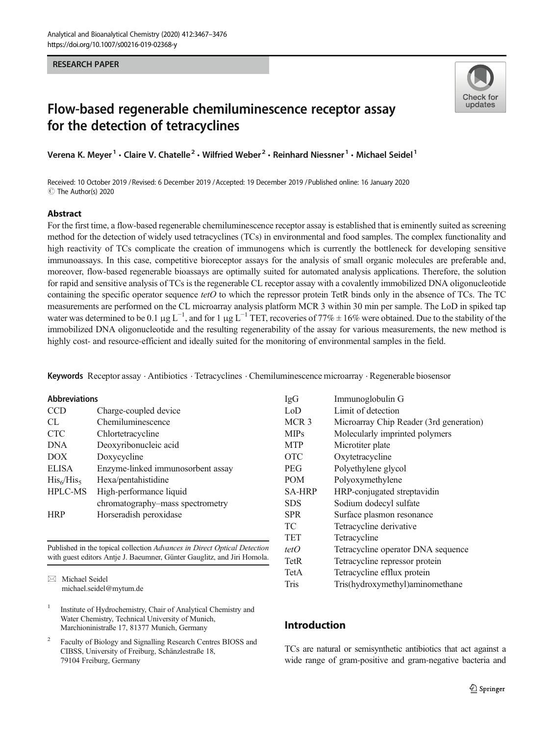RESEARCH PAPER

# Flow-based regenerable chemiluminescence receptor assay for the detection of tetracyclines

Verena K. Meyer[1] · Claire V. Chatelle[2] · Wilfried Weber[2] · Reinhard Niessner[1] · Michael Seidel[1]

Received: 10 October 2019 / Revised: 6 December 2019 / Accepted: 19 December 2019 / Published online: 16 January 2020
© The Author(s) 2020

## Abstract

For the first time, a flow-based regenerable chemiluminescence receptor assay is established that is eminently suited as screening method for the detection of widely used tetracyclines (TCs) in environmental and food samples. The complex functionality and high reactivity of TCs complicate the creation of immunogens which is currently the bottleneck for developing sensitive immunoassays. In this case, competitive bioreceptor assays for the analysis of small organic molecules are preferable and, moreover, flow-based regenerable bioassays are optimally suited for automated analysis applications. Therefore, the solution for rapid and sensitive analysis of TCs is the regenerable CL receptor assay with a covalently immobilized DNA oligonucleotide containing the specific operator sequence *tetO* to which the repressor protein TetR binds only in the absence of TCs. The TC measurements are performed on the CL microarray analysis platform MCR 3 within 30 min per sample. The LoD in spiked tap water was determined to be 0.1 μg $L^{-1}$, and for 1 μg $L^{-1}$ TET, recoveries of 77% ± 16% were obtained. Due to the stability of the immobilized DNA oligonucleotide and the resulting regenerability of the assay for various measurements, the new method is highly cost- and resource-efficient and ideally suited for the monitoring of environmental samples in the field.

**Keywords** Receptor assay · Antibiotics · Tetracyclines · Chemiluminescence microarray · Regenerable biosensor

**Abbreviations**

| | |
|---|---|
| CCD | Charge-coupled device |
| CL | Chemiluminescence |
| CTC | Chlortetracycline |
| DNA | Deoxyribonucleic acid |
| DOX | Doxycycline |
| ELISA | Enzyme-linked immunosorbent assay |
| $His_6$/$His_5$ | Hexa/pentahistidine |
| HPLC-MS | High-performance liquid chromatography–mass spectrometry |
| HRP | Horseradish peroxidase |
| IgG | Immunoglobulin G |
| LoD | Limit of detection |
| MCR 3 | Microarray Chip Reader (3rd generation) |
| MIPs | Molecularly imprinted polymers |
| MTP | Microtiter plate |
| OTC | Oxytetracycline |
| PEG | Polyethylene glycol |
| POM | Polyoxymethylene |
| SA-HRP | HRP-conjugated streptavidin |
| SDS | Sodium dodecyl sulfate |
| SPR | Surface plasmon resonance |
| TC | Tetracycline derivative |
| TET | Tetracycline |
| *tetO* | Tetracycline operator DNA sequence |
| TetR | Tetracycline repressor protein |
| TetA | Tetracycline efflux protein |
| Tris | Tris(hydroxymethyl)aminomethane |

Published in the topical collection *Advances in Direct Optical Detection* with guest editors Antje J. Baeumner, Günter Gauglitz, and Jiri Homola.

✉ Michael Seidel
michael.seidel@mytum.de

[1] Institute of Hydrochemistry, Chair of Analytical Chemistry and Water Chemistry, Technical University of Munich, Marchioninistraße 17, 81377 Munich, Germany

[2] Faculty of Biology and Signalling Research Centres BIOSS and CIBSS, University of Freiburg, Schänzlestraße 18, 79104 Freiburg, Germany

## Introduction

TCs are natural or semisynthetic antibiotics that act against a wide range of gram-positive and gram-negative bacteria and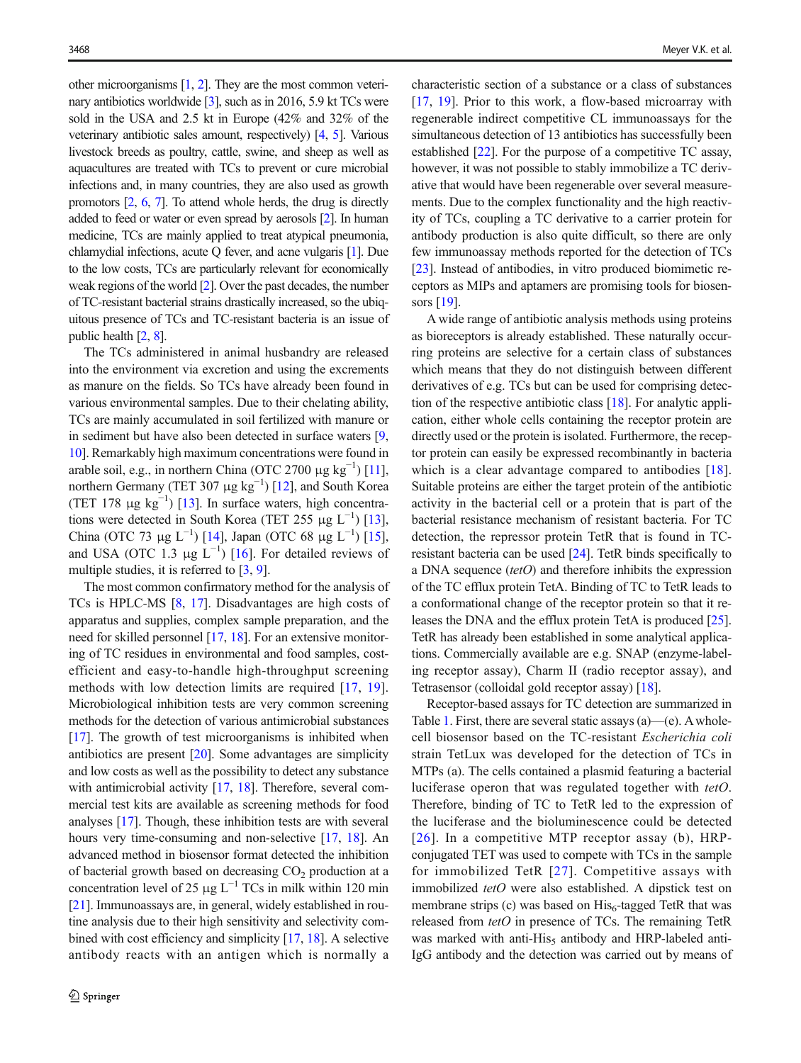other microorganisms [1, 2]. They are the most common veterinary antibiotics worldwide [3], such as in 2016, 5.9 kt TCs were sold in the USA and 2.5 kt in Europe (42% and 32% of the veterinary antibiotic sales amount, respectively) [4, 5]. Various livestock breeds as poultry, cattle, swine, and sheep as well as aquacultures are treated with TCs to prevent or cure microbial infections and, in many countries, they are also used as growth promotors [2, 6, 7]. To attend whole herds, the drug is directly added to feed or water or even spread by aerosols [2]. In human medicine, TCs are mainly applied to treat atypical pneumonia, chlamydial infections, acute Q fever, and acne vulgaris [1]. Due to the low costs, TCs are particularly relevant for economically weak regions of the world [2]. Over the past decades, the number of TC-resistant bacterial strains drastically increased, so the ubiquitous presence of TCs and TC-resistant bacteria is an issue of public health [2, 8].

The TCs administered in animal husbandry are released into the environment via excretion and using the excrements as manure on the fields. So TCs have already been found in various environmental samples. Due to their chelating ability, TCs are mainly accumulated in soil fertilized with manure or in sediment but have also been detected in surface waters [9, 10]. Remarkably high maximum concentrations were found in arable soil, e.g., in northern China (OTC 2700 μg $kg^{-1}$) [11], northern Germany (TET 307 μg $kg^{-1}$) [12], and South Korea (TET 178 μg $kg^{-1}$) [13]. In surface waters, high concentrations were detected in South Korea (TET 255 μg $L^{-1}$) [13], China (OTC 73 μg $L^{-1}$) [14], Japan (OTC 68 μg $L^{-1}$) [15], and USA (OTC 1.3 μg $L^{-1}$) [16]. For detailed reviews of multiple studies, it is referred to [3, 9].

The most common confirmatory method for the analysis of TCs is HPLC-MS [8, 17]. Disadvantages are high costs of apparatus and supplies, complex sample preparation, and the need for skilled personnel [17, 18]. For an extensive monitoring of TC residues in environmental and food samples, cost-efficient and easy-to-handle high-throughput screening methods with low detection limits are required [17, 19]. Microbiological inhibition tests are very common screening methods for the detection of various antimicrobial substances [17]. The growth of test microorganisms is inhibited when antibiotics are present [20]. Some advantages are simplicity and low costs as well as the possibility to detect any substance with antimicrobial activity [17, 18]. Therefore, several commercial test kits are available as screening methods for food analyses [17]. Though, these inhibition tests are with several hours very time-consuming and non-selective [17, 18]. An advanced method in biosensor format detected the inhibition of bacterial growth based on decreasing $CO_2$ production at a concentration level of 25 μg $L^{-1}$ TCs in milk within 120 min [21]. Immunoassays are, in general, widely established in routine analysis due to their high sensitivity and selectivity combined with cost efficiency and simplicity [17, 18]. A selective antibody reacts with an antigen which is normally a characteristic section of a substance or a class of substances [17, 19]. Prior to this work, a flow-based microarray with regenerable indirect competitive CL immunoassays for the simultaneous detection of 13 antibiotics has successfully been established [22]. For the purpose of a competitive TC assay, however, it was not possible to stably immobilize a TC derivative that would have been regenerable over several measurements. Due to the complex functionality and the high reactivity of TCs, coupling a TC derivative to a carrier protein for antibody production is also quite difficult, so there are only few immunoassay methods reported for the detection of TCs [23]. Instead of antibodies, in vitro produced biomimetic receptors as MIPs and aptamers are promising tools for biosensors [19].

A wide range of antibiotic analysis methods using proteins as bioreceptors is already established. These naturally occurring proteins are selective for a certain class of substances which means that they do not distinguish between different derivatives of e.g. TCs but can be used for comprising detection of the respective antibiotic class [18]. For analytic application, either whole cells containing the receptor protein are directly used or the protein is isolated. Furthermore, the receptor protein can easily be expressed recombinantly in bacteria which is a clear advantage compared to antibodies [18]. Suitable proteins are either the target protein of the antibiotic activity in the bacterial cell or a protein that is part of the bacterial resistance mechanism of resistant bacteria. For TC detection, the repressor protein TetR that is found in TC-resistant bacteria can be used [24]. TetR binds specifically to a DNA sequence (*tetO*) and therefore inhibits the expression of the TC efflux protein TetA. Binding of TC to TetR leads to a conformational change of the receptor protein so that it releases the DNA and the efflux protein TetA is produced [25]. TetR has already been established in some analytical applications. Commercially available are e.g. SNAP (enzyme-labeling receptor assay), Charm II (radio receptor assay), and Tetrasensor (colloidal gold receptor assay) [18].

Receptor-based assays for TC detection are summarized in Table 1. First, there are several static assays (a)—(e). A whole-cell biosensor based on the TC-resistant *Escherichia coli* strain TetLux was developed for the detection of TCs in MTPs (a). The cells contained a plasmid featuring a bacterial luciferase operon that was regulated together with *tetO*. Therefore, binding of TC to TetR led to the expression of the luciferase and the bioluminescence could be detected [26]. In a competitive MTP receptor assay (b), HRP-conjugated TET was used to compete with TCs in the sample for immobilized TetR [27]. Competitive assays with immobilized *tetO* were also established. A dipstick test on membrane strips (c) was based on $His_6$-tagged TetR that was released from *tetO* in presence of TCs. The remaining TetR was marked with anti-$His_5$ antibody and HRP-labeled anti-IgG antibody and the detection was carried out by means of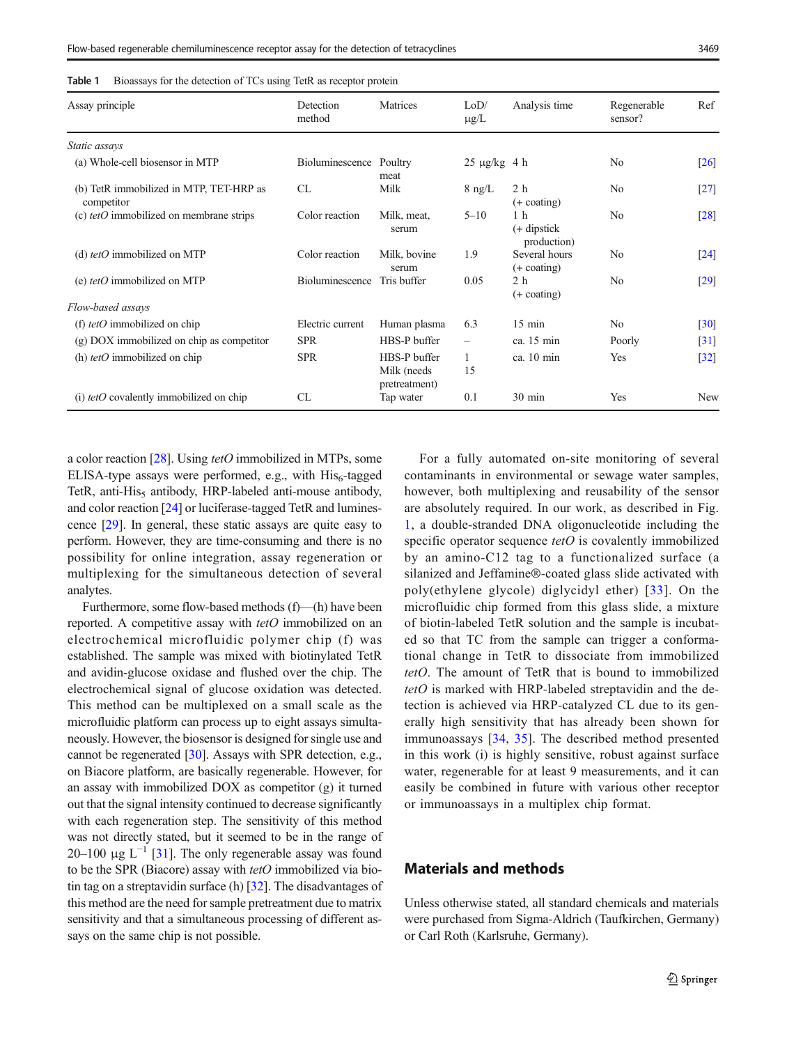**Table 1** Bioassays for the detection of TCs using TetR as receptor protein

| Assay principle | Detection method | Matrices | LoD/ μg/L | Analysis time | Regenerable sensor? | Ref |
|---|---|---|---|---|---|---|
| *Static assays* | | | | | | |
| (a) Whole-cell biosensor in MTP | Bioluminescence | Poultry meat | 25 μg/kg | 4 h | No | [26] |
| (b) TetR immobilized in MTP, TET-HRP as competitor | CL | Milk | 8 ng/L | 2 h (+ coating) | No | [27] |
| (c) *tetO* immobilized on membrane strips | Color reaction | Milk, meat, serum | 5–10 | 1 h (+ dipstick production) | No | [28] |
| (d) *tetO* immobilized on MTP | Color reaction | Milk, bovine serum | 1.9 | Several hours (+ coating) | No | [24] |
| (e) *tetO* immobilized on MTP | Bioluminescence | Tris buffer | 0.05 | 2 h (+ coating) | No | [29] |
| *Flow-based assays* | | | | | | |
| (f) *tetO* immobilized on chip | Electric current | Human plasma | 6.3 | 15 min | No | [30] |
| (g) DOX immobilized on chip as competitor | SPR | HBS-P buffer | – | ca. 15 min | Poorly | [31] |
| (h) *tetO* immobilized on chip | SPR | HBS-P buffer<br>Milk (needs pretreatment) | 1<br>15 | ca. 10 min | Yes | [32] |
| (i) *tetO* covalently immobilized on chip | CL | Tap water | 0.1 | 30 min | Yes | New |

a color reaction [28]. Using *tetO* immobilized in MTPs, some ELISA-type assays were performed, e.g., with $His_6$-tagged TetR, anti-$His_5$ antibody, HRP-labeled anti-mouse antibody, and color reaction [24] or luciferase-tagged TetR and luminescence [29]. In general, these static assays are quite easy to perform. However, they are time-consuming and there is no possibility for online integration, assay regeneration or multiplexing for the simultaneous detection of several analytes.

Furthermore, some flow-based methods (f)—(h) have been reported. A competitive assay with *tetO* immobilized on an electrochemical microfluidic polymer chip (f) was established. The sample was mixed with biotinylated TetR and avidin-glucose oxidase and flushed over the chip. The electrochemical signal of glucose oxidation was detected. This method can be multiplexed on a small scale as the microfluidic platform can process up to eight assays simultaneously. However, the biosensor is designed for single use and cannot be regenerated [30]. Assays with SPR detection, e.g., on Biacore platform, are basically regenerable. However, for an assay with immobilized DOX as competitor (g) it turned out that the signal intensity continued to decrease significantly with each regeneration step. The sensitivity of this method was not directly stated, but it seemed to be in the range of 20–100 $\mu g\ L^{-1}$ [31]. The only regenerable assay was found to be the SPR (Biacore) assay with *tetO* immobilized via biotin tag on a streptavidin surface (h) [32]. The disadvantages of this method are the need for sample pretreatment due to matrix sensitivity and that a simultaneous processing of different assays on the same chip is not possible.

For a fully automated on-site monitoring of several contaminants in environmental or sewage water samples, however, both multiplexing and reusability of the sensor are absolutely required. In our work, as described in Fig. 1, a double-stranded DNA oligonucleotide including the specific operator sequence *tetO* is covalently immobilized by an amino-C12 tag to a functionalized surface (a silanized and Jeffamine®-coated glass slide activated with poly(ethylene glycole) diglycidyl ether) [33]. On the microfluidic chip formed from this glass slide, a mixture of biotin-labeled TetR solution and the sample is incubated so that TC from the sample can trigger a conformational change in TetR to dissociate from immobilized *tetO*. The amount of TetR that is bound to immobilized *tetO* is marked with HRP-labeled streptavidin and the detection is achieved via HRP-catalyzed CL due to its generally high sensitivity that has already been shown for immunoassays [34, 35]. The described method presented in this work (i) is highly sensitive, robust against surface water, regenerable for at least 9 measurements, and it can easily be combined in future with various other receptor or immunoassays in a multiplex chip format.

## Materials and methods

Unless otherwise stated, all standard chemicals and materials were purchased from Sigma-Aldrich (Taufkirchen, Germany) or Carl Roth (Karlsruhe, Germany).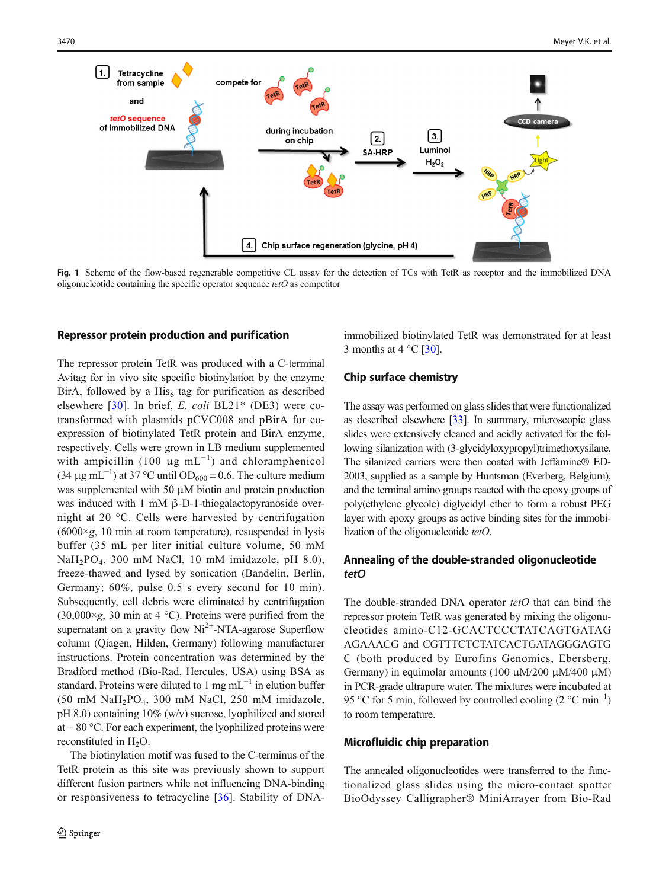Fig. 1 Scheme of the flow-based regenerable competitive CL assay for the detection of TCs with TetR as receptor and the immobilized DNA oligonucleotide containing the specific operator sequence *tetO* as competitor

### Repressor protein production and purification

The repressor protein TetR was produced with a C-terminal Avitag for in vivo site specific biotinylation by the enzyme BirA, followed by a $His_6$ tag for purification as described elsewhere [30]. In brief, *E. coli* BL21* (DE3) were co-transformed with plasmids pCVC008 and pBirA for co-expression of biotinylated TetR protein and BirA enzyme, respectively. Cells were grown in LB medium supplemented with ampicillin (100 μg $mL^{-1}$) and chloramphenicol (34 μg $mL^{-1}$) at 37 °C until $OD_{600} = 0.6$. The culture medium was supplemented with 50 μM biotin and protein production was induced with 1 mM β-D-1-thiogalactopyranoside overnight at 20 °C. Cells were harvested by centrifugation (6000×*g*, 10 min at room temperature), resuspended in lysis buffer (35 mL per liter initial culture volume, 50 mM $NaH_2PO_4$, 300 mM NaCl, 10 mM imidazole, pH 8.0), freeze-thawed and lysed by sonication (Bandelin, Berlin, Germany; 60%, pulse 0.5 s every second for 10 min). Subsequently, cell debris were eliminated by centrifugation (30,000×*g*, 30 min at 4 °C). Proteins were purified from the supernatant on a gravity flow $Ni^{2+}$-NTA-agarose Superflow column (Qiagen, Hilden, Germany) following manufacturer instructions. Protein concentration was determined by the Bradford method (Bio-Rad, Hercules, USA) using BSA as standard. Proteins were diluted to 1 mg $mL^{-1}$ in elution buffer (50 mM $NaH_2PO_4$, 300 mM NaCl, 250 mM imidazole, pH 8.0) containing 10% (w/v) sucrose, lyophilized and stored at − 80 °C. For each experiment, the lyophilized proteins were reconstituted in $H_2O$.

The biotinylation motif was fused to the C-terminus of the TetR protein as this site was previously shown to support different fusion partners while not influencing DNA-binding or responsiveness to tetracycline [36]. Stability of DNA-immobilized biotinylated TetR was demonstrated for at least 3 months at 4 °C [30].

### Chip surface chemistry

The assay was performed on glass slides that were functionalized as described elsewhere [33]. In summary, microscopic glass slides were extensively cleaned and acidly activated for the following silanization with (3-glycidyloxypropyl)trimethoxysilane. The silanized carriers were then coated with Jeffamine® ED-2003, supplied as a sample by Huntsman (Everberg, Belgium), and the terminal amino groups reacted with the epoxy groups of poly(ethylene glycole) diglycidyl ether to form a robust PEG layer with epoxy groups as active binding sites for the immobilization of the oligonucleotide *tetO*.

### Annealing of the double-stranded oligonucleotide *tetO*

The double-stranded DNA operator *tetO* that can bind the repressor protein TetR was generated by mixing the oligonucleotides amino-C12-GCACTCCCTATCAGTGATAG AGAAACG and CGTTTCTCTATCACTGATAGGGAGTG C (both produced by Eurofins Genomics, Ebersberg, Germany) in equimolar amounts (100 μM/200 μM/400 μM) in PCR-grade ultrapure water. The mixtures were incubated at 95 °C for 5 min, followed by controlled cooling (2 °C $min^{-1}$) to room temperature.

### Microfluidic chip preparation

The annealed oligonucleotides were transferred to the functionalized glass slides using the micro-contact spotter BioOdyssey Calligrapher® MiniArrayer from Bio-Rad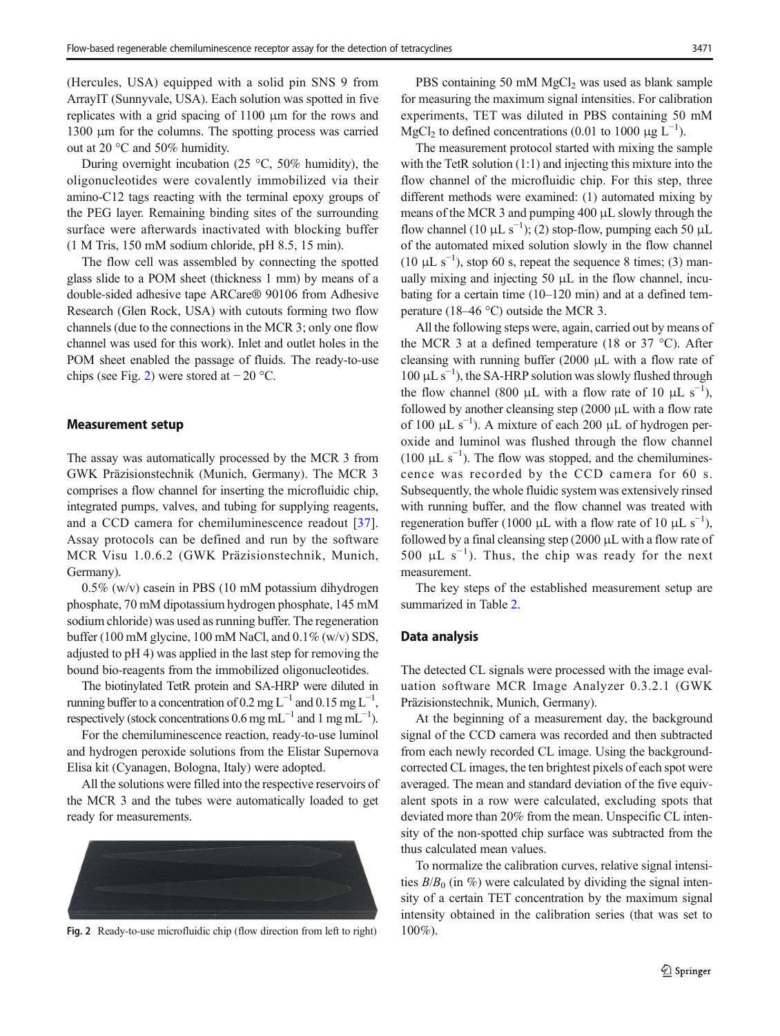(Hercules, USA) equipped with a solid pin SNS 9 from ArrayIT (Sunnyvale, USA). Each solution was spotted in five replicates with a grid spacing of 1100 µm for the rows and 1300 µm for the columns. The spotting process was carried out at 20 °C and 50% humidity.

During overnight incubation (25 °C, 50% humidity), the oligonucleotides were covalently immobilized via their amino-C12 tags reacting with the terminal epoxy groups of the PEG layer. Remaining binding sites of the surrounding surface were afterwards inactivated with blocking buffer (1 M Tris, 150 mM sodium chloride, pH 8.5, 15 min).

The flow cell was assembled by connecting the spotted glass slide to a POM sheet (thickness 1 mm) by means of a double-sided adhesive tape ARCare® 90106 from Adhesive Research (Glen Rock, USA) with cutouts forming two flow channels (due to the connections in the MCR 3; only one flow channel was used for this work). Inlet and outlet holes in the POM sheet enabled the passage of fluids. The ready-to-use chips (see Fig. 2) were stored at − 20 °C.

### Measurement setup

The assay was automatically processed by the MCR 3 from GWK Präzisionstechnik (Munich, Germany). The MCR 3 comprises a flow channel for inserting the microfluidic chip, integrated pumps, valves, and tubing for supplying reagents, and a CCD camera for chemiluminescence readout [37]. Assay protocols can be defined and run by the software MCR Visu 1.0.6.2 (GWK Präzisionstechnik, Munich, Germany).

0.5% (w/v) casein in PBS (10 mM potassium dihydrogen phosphate, 70 mM dipotassium hydrogen phosphate, 145 mM sodium chloride) was used as running buffer. The regeneration buffer (100 mM glycine, 100 mM NaCl, and 0.1% (w/v) SDS, adjusted to pH 4) was applied in the last step for removing the bound bio-reagents from the immobilized oligonucleotides.

The biotinylated TetR protein and SA-HRP were diluted in running buffer to a concentration of 0.2 mg $L^{-1}$ and 0.15 mg $L^{-1}$, respectively (stock concentrations 0.6 mg $mL^{-1}$ and 1 mg $mL^{-1}$).

For the chemiluminescence reaction, ready-to-use luminol and hydrogen peroxide solutions from the Elistar Supernova Elisa kit (Cyanagen, Bologna, Italy) were adopted.

All the solutions were filled into the respective reservoirs of the MCR 3 and the tubes were automatically loaded to get ready for measurements.

Fig. 2 Ready-to-use microfluidic chip (flow direction from left to right)

PBS containing 50 mM $MgCl_2$ was used as blank sample for measuring the maximum signal intensities. For calibration experiments, TET was diluted in PBS containing 50 mM $MgCl_2$ to defined concentrations (0.01 to 1000 µg $L^{-1}$).

The measurement protocol started with mixing the sample with the TetR solution (1:1) and injecting this mixture into the flow channel of the microfluidic chip. For this step, three different methods were examined: (1) automated mixing by means of the MCR 3 and pumping 400 µL slowly through the flow channel (10 µL $s^{-1}$); (2) stop-flow, pumping each 50 µL of the automated mixed solution slowly in the flow channel (10 µL $s^{-1}$), stop 60 s, repeat the sequence 8 times; (3) manually mixing and injecting 50 µL in the flow channel, incubating for a certain time (10–120 min) and at a defined temperature (18–46 °C) outside the MCR 3.

All the following steps were, again, carried out by means of the MCR 3 at a defined temperature (18 or 37 °C). After cleansing with running buffer (2000 µL with a flow rate of 100 µL $s^{-1}$), the SA-HRP solution was slowly flushed through the flow channel (800 µL with a flow rate of 10 µL $s^{-1}$), followed by another cleansing step (2000 µL with a flow rate of 100 µL $s^{-1}$). A mixture of each 200 µL of hydrogen peroxide and luminol was flushed through the flow channel (100 µL $s^{-1}$). The flow was stopped, and the chemiluminescence was recorded by the CCD camera for 60 s. Subsequently, the whole fluidic system was extensively rinsed with running buffer, and the flow channel was treated with regeneration buffer (1000 µL with a flow rate of 10 µL $s^{-1}$), followed by a final cleansing step (2000 µL with a flow rate of 500 µL $s^{-1}$). Thus, the chip was ready for the next measurement.

The key steps of the established measurement setup are summarized in Table 2.

### Data analysis

The detected CL signals were processed with the image evaluation software MCR Image Analyzer 0.3.2.1 (GWK Präzisionstechnik, Munich, Germany).

At the beginning of a measurement day, the background signal of the CCD camera was recorded and then subtracted from each newly recorded CL image. Using the background-corrected CL images, the ten brightest pixels of each spot were averaged. The mean and standard deviation of the five equivalent spots in a row were calculated, excluding spots that deviated more than 20% from the mean. Unspecific CL intensity of the non-spotted chip surface was subtracted from the thus calculated mean values.

To normalize the calibration curves, relative signal intensities $B/B_0$ (in %) were calculated by dividing the signal intensity of a certain TET concentration by the maximum signal intensity obtained in the calibration series (that was set to 100%).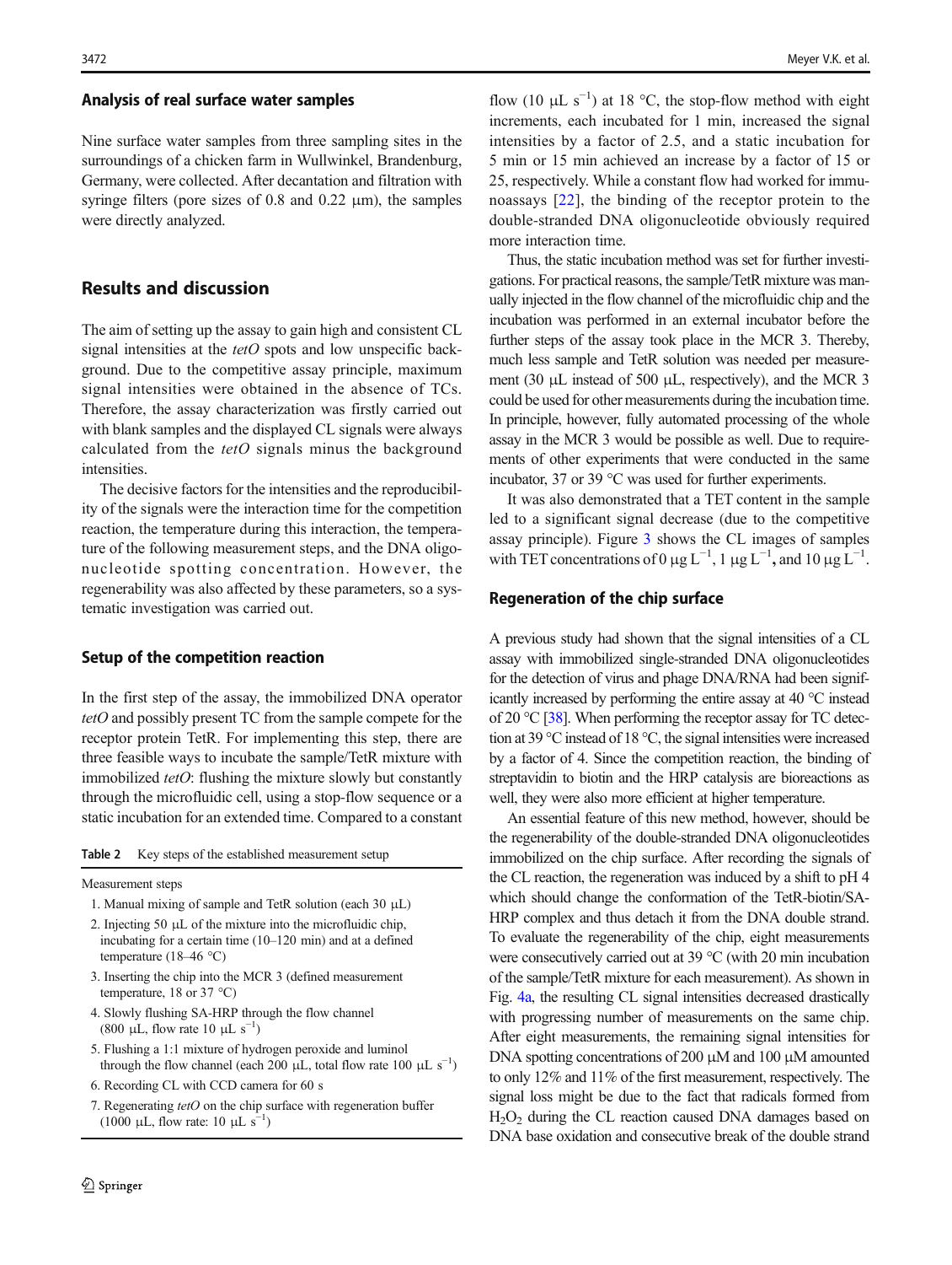### Analysis of real surface water samples

Nine surface water samples from three sampling sites in the surroundings of a chicken farm in Wullwinkel, Brandenburg, Germany, were collected. After decantation and filtration with syringe filters (pore sizes of 0.8 and 0.22 μm), the samples were directly analyzed.

## Results and discussion

The aim of setting up the assay to gain high and consistent CL signal intensities at the *tetO* spots and low unspecific background. Due to the competitive assay principle, maximum signal intensities were obtained in the absence of TCs. Therefore, the assay characterization was firstly carried out with blank samples and the displayed CL signals were always calculated from the *tetO* signals minus the background intensities.

The decisive factors for the intensities and the reproducibility of the signals were the interaction time for the competition reaction, the temperature during this interaction, the temperature of the following measurement steps, and the DNA oligonucleotide spotting concentration. However, the regenerability was also affected by these parameters, so a systematic investigation was carried out.

### Setup of the competition reaction

In the first step of the assay, the immobilized DNA operator *tetO* and possibly present TC from the sample compete for the receptor protein TetR. For implementing this step, there are three feasible ways to incubate the sample/TetR mixture with immobilized *tetO*: flushing the mixture slowly but constantly through the microfluidic cell, using a stop-flow sequence or a static incubation for an extended time. Compared to a constant flow (10 μL $s^{-1}$) at 18 °C, the stop-flow method with eight increments, each incubated for 1 min, increased the signal intensities by a factor of 2.5, and a static incubation for 5 min or 15 min achieved an increase by a factor of 15 or 25, respectively. While a constant flow had worked for immunoassays [22], the binding of the receptor protein to the double-stranded DNA oligonucleotide obviously required more interaction time.

**Table 2** Key steps of the established measurement setup

| Measurement steps |
|---|
| 1. Manual mixing of sample and TetR solution (each 30 μL) |
| 2. Injecting 50 μL of the mixture into the microfluidic chip, incubating for a certain time (10–120 min) and at a defined temperature (18–46 °C) |
| 3. Inserting the chip into the MCR 3 (defined measurement temperature, 18 or 37 °C) |
| 4. Slowly flushing SA-HRP through the flow channel (800 μL, flow rate 10 μL $s^{-1}$) |
| 5. Flushing a 1:1 mixture of hydrogen peroxide and luminol through the flow channel (each 200 μL, total flow rate 100 μL $s^{-1}$) |
| 6. Recording CL with CCD camera for 60 s |
| 7. Regenerating *tetO* on the chip surface with regeneration buffer (1000 μL, flow rate: 10 μL $s^{-1}$) |

Thus, the static incubation method was set for further investigations. For practical reasons, the sample/TetR mixture was manually injected in the flow channel of the microfluidic chip and the incubation was performed in an external incubator before the further steps of the assay took place in the MCR 3. Thereby, much less sample and TetR solution was needed per measurement (30 μL instead of 500 μL, respectively), and the MCR 3 could be used for other measurements during the incubation time. In principle, however, fully automated processing of the whole assay in the MCR 3 would be possible as well. Due to requirements of other experiments that were conducted in the same incubator, 37 or 39 °C was used for further experiments.

It was also demonstrated that a TET content in the sample led to a significant signal decrease (due to the competitive assay principle). Figure 3 shows the CL images of samples with TET concentrations of 0 μg $L^{-1}$, 1 μg $L^{-1}$, and 10 μg $L^{-1}$.

### Regeneration of the chip surface

A previous study had shown that the signal intensities of a CL assay with immobilized single-stranded DNA oligonucleotides for the detection of virus and phage DNA/RNA had been significantly increased by performing the entire assay at 40 °C instead of 20 °C [38]. When performing the receptor assay for TC detection at 39 °C instead of 18 °C, the signal intensities were increased by a factor of 4. Since the competition reaction, the binding of streptavidin to biotin and the HRP catalysis are bioreactions as well, they were also more efficient at higher temperature.

An essential feature of this new method, however, should be the regenerability of the double-stranded DNA oligonucleotides immobilized on the chip surface. After recording the signals of the CL reaction, the regeneration was induced by a shift to pH 4 which should change the conformation of the TetR-biotin/SA-HRP complex and thus detach it from the DNA double strand. To evaluate the regenerability of the chip, eight measurements were consecutively carried out at 39 °C (with 20 min incubation of the sample/TetR mixture for each measurement). As shown in Fig. 4a, the resulting CL signal intensities decreased drastically with progressing number of measurements on the same chip. After eight measurements, the remaining signal intensities for DNA spotting concentrations of 200 μM and 100 μM amounted to only 12% and 11% of the first measurement, respectively. The signal loss might be due to the fact that radicals formed from $H_2O_2$ during the CL reaction caused DNA damages based on DNA base oxidation and consecutive break of the double strand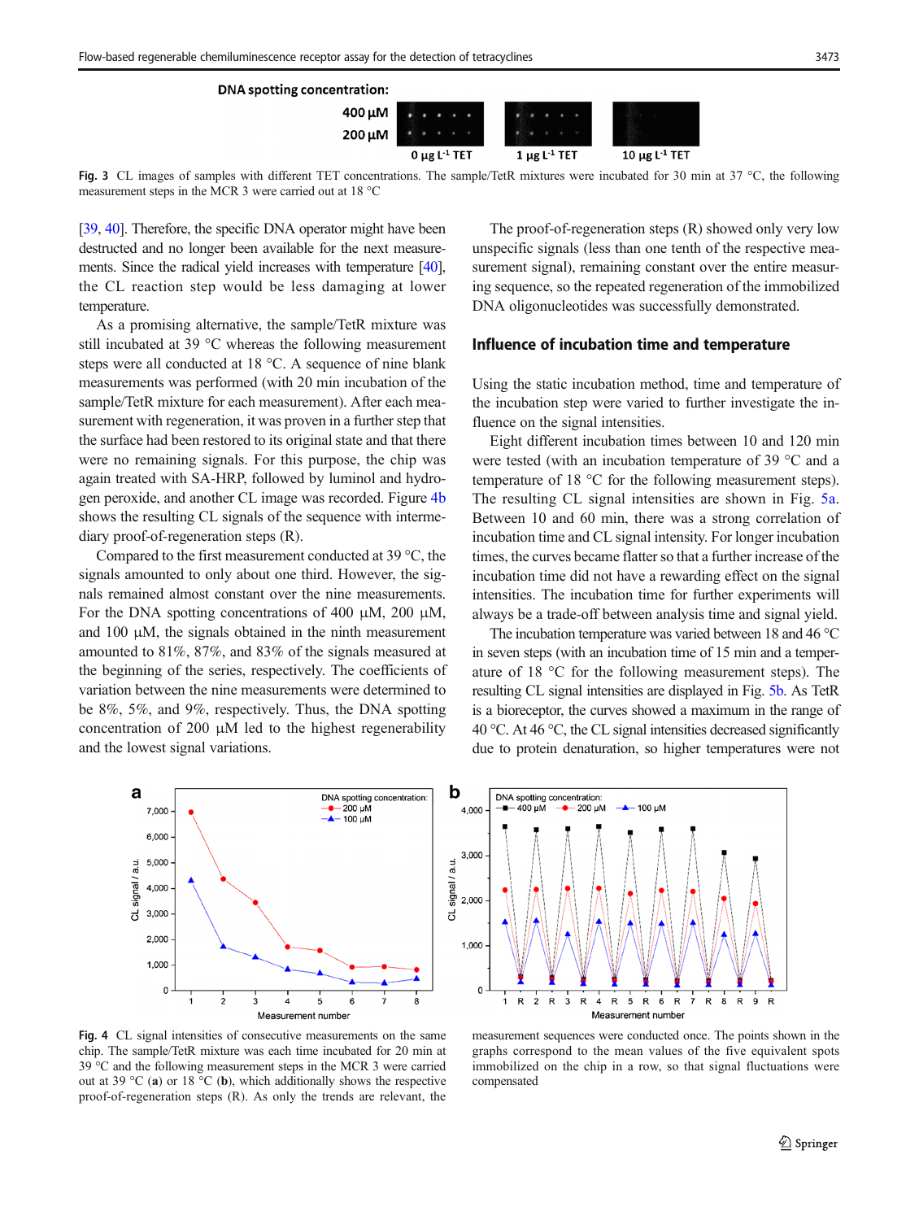Fig. 3 CL images of samples with different TET concentrations. The sample/TetR mixtures were incubated for 30 min at 37 °C, the following measurement steps in the MCR 3 were carried out at 18 °C

[39, 40]. Therefore, the specific DNA operator might have been destructed and no longer been available for the next measurements. Since the radical yield increases with temperature [40], the CL reaction step would be less damaging at lower temperature.

As a promising alternative, the sample/TetR mixture was still incubated at 39 °C whereas the following measurement steps were all conducted at 18 °C. A sequence of nine blank measurements was performed (with 20 min incubation of the sample/TetR mixture for each measurement). After each measurement with regeneration, it was proven in a further step that the surface had been restored to its original state and that there were no remaining signals. For this purpose, the chip was again treated with SA-HRP, followed by luminol and hydrogen peroxide, and another CL image was recorded. Figure 4b shows the resulting CL signals of the sequence with intermediary proof-of-regeneration steps (R).

Compared to the first measurement conducted at 39 °C, the signals amounted to only about one third. However, the signals remained almost constant over the nine measurements. For the DNA spotting concentrations of 400 µM, 200 µM, and 100 µM, the signals obtained in the ninth measurement amounted to 81%, 87%, and 83% of the signals measured at the beginning of the series, respectively. The coefficients of variation between the nine measurements were determined to be 8%, 5%, and 9%, respectively. Thus, the DNA spotting concentration of 200 µM led to the highest regenerability and the lowest signal variations.

The proof-of-regeneration steps (R) showed only very low unspecific signals (less than one tenth of the respective measurement signal), remaining constant over the entire measuring sequence, so the repeated regeneration of the immobilized DNA oligonucleotides was successfully demonstrated.

## Influence of incubation time and temperature

Using the static incubation method, time and temperature of the incubation step were varied to further investigate the influence on the signal intensities.

Eight different incubation times between 10 and 120 min were tested (with an incubation temperature of 39 °C and a temperature of 18 °C for the following measurement steps). The resulting CL signal intensities are shown in Fig. 5a. Between 10 and 60 min, there was a strong correlation of incubation time and CL signal intensity. For longer incubation times, the curves became flatter so that a further increase of the incubation time did not have a rewarding effect on the signal intensities. The incubation time for further experiments will always be a trade-off between analysis time and signal yield.

The incubation temperature was varied between 18 and 46 °C in seven steps (with an incubation time of 15 min and a temperature of 18 °C for the following measurement steps). The resulting CL signal intensities are displayed in Fig. 5b. As TetR is a bioreceptor, the curves showed a maximum in the range of 40 °C. At 46 °C, the CL signal intensities decreased significantly due to protein denaturation, so higher temperatures were not

Fig. 4 CL signal intensities of consecutive measurements on the same chip. The sample/TetR mixture was each time incubated for 20 min at 39 °C and the following measurement steps in the MCR 3 were carried out at 39 °C (**a**) or 18 °C (**b**), which additionally shows the respective proof-of-regeneration steps (R). As only the trends are relevant, the measurement sequences were conducted once. The points shown in the graphs correspond to the mean values of the five equivalent spots immobilized on the chip in a row, so that signal fluctuations were compensated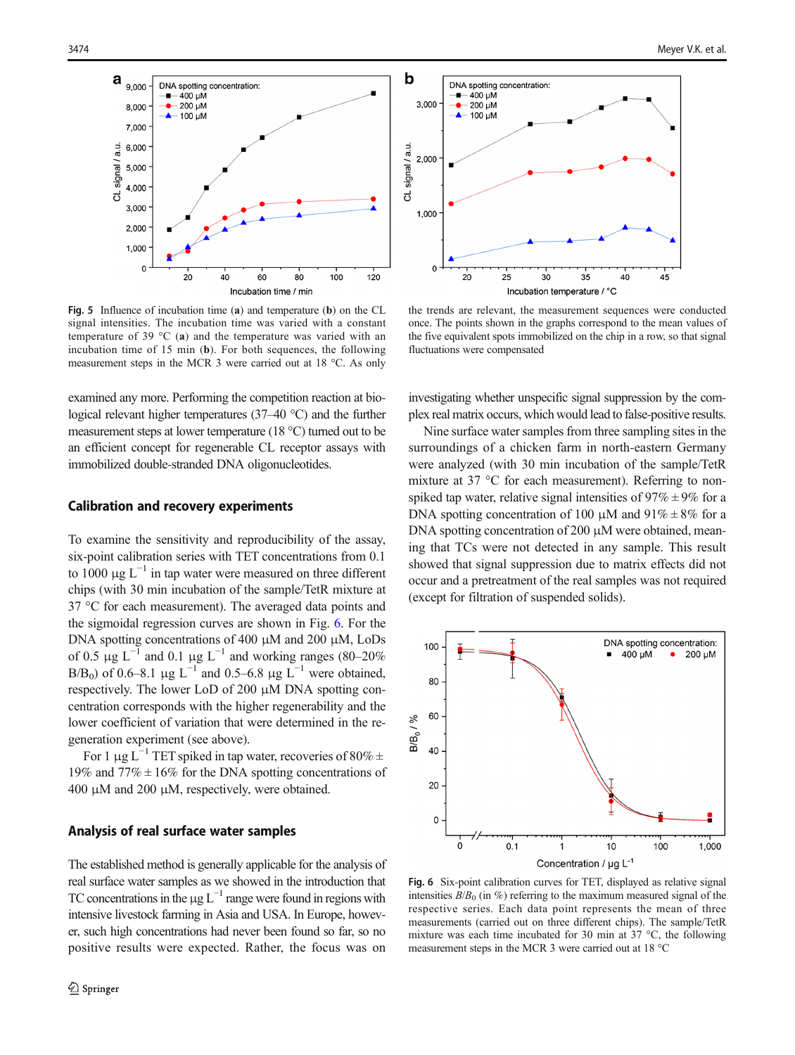Fig. 5 Influence of incubation time (**a**) and temperature (**b**) on the CL signal intensities. The incubation time was varied with a constant temperature of 39 °C (**a**) and the temperature was varied with an incubation time of 15 min (**b**). For both sequences, the following measurement steps in the MCR 3 were carried out at 18 °C. As only the trends are relevant, the measurement sequences were conducted once. The points shown in the graphs correspond to the mean values of the five equivalent spots immobilized on the chip in a row, so that signal fluctuations were compensated

examined any more. Performing the competition reaction at biological relevant higher temperatures (37–40 °C) and the further measurement steps at lower temperature (18 °C) turned out to be an efficient concept for regenerable CL receptor assays with immobilized double-stranded DNA oligonucleotides.

## Calibration and recovery experiments

To examine the sensitivity and reproducibility of the assay, six-point calibration series with TET concentrations from 0.1 to 1000 μg L$^{-1}$ in tap water were measured on three different chips (with 30 min incubation of the sample/TetR mixture at 37 °C for each measurement). The averaged data points and the sigmoidal regression curves are shown in Fig. 6. For the DNA spotting concentrations of 400 μM and 200 μM, LoDs of 0.5 μg L$^{-1}$ and 0.1 μg L$^{-1}$ and working ranges (80–20% $B/B_0$) of 0.6–8.1 μg L$^{-1}$ and 0.5–6.8 μg L$^{-1}$ were obtained, respectively. The lower LoD of 200 μM DNA spotting concentration corresponds with the higher regenerability and the lower coefficient of variation that were determined in the regeneration experiment (see above).

For 1 μg L$^{-1}$ TET spiked in tap water, recoveries of 80% ± 19% and 77% ± 16% for the DNA spotting concentrations of 400 μM and 200 μM, respectively, were obtained.

## Analysis of real surface water samples

The established method is generally applicable for the analysis of real surface water samples as we showed in the introduction that TC concentrations in the μg L$^{-1}$ range were found in regions with intensive livestock farming in Asia and USA. In Europe, however, such high concentrations had never been found so far, so no positive results were expected. Rather, the focus was on investigating whether unspecific signal suppression by the complex real matrix occurs, which would lead to false-positive results.

Nine surface water samples from three sampling sites in the surroundings of a chicken farm in north-eastern Germany were analyzed (with 30 min incubation of the sample/TetR mixture at 37 °C for each measurement). Referring to non-spiked tap water, relative signal intensities of 97% ± 9% for a DNA spotting concentration of 100 μM and 91% ± 8% for a DNA spotting concentration of 200 μM were obtained, meaning that TCs were not detected in any sample. This result showed that signal suppression due to matrix effects did not occur and a pretreatment of the real samples was not required (except for filtration of suspended solids).

**Fig. 6** Six-point calibration curves for TET, displayed as relative signal intensities $B/B_0$ (in %) referring to the maximum measured signal of the respective series. Each data point represents the mean of three measurements (carried out on three different chips). The sample/TetR mixture was each time incubated for 30 min at 37 °C, the following measurement steps in the MCR 3 were carried out at 18 °C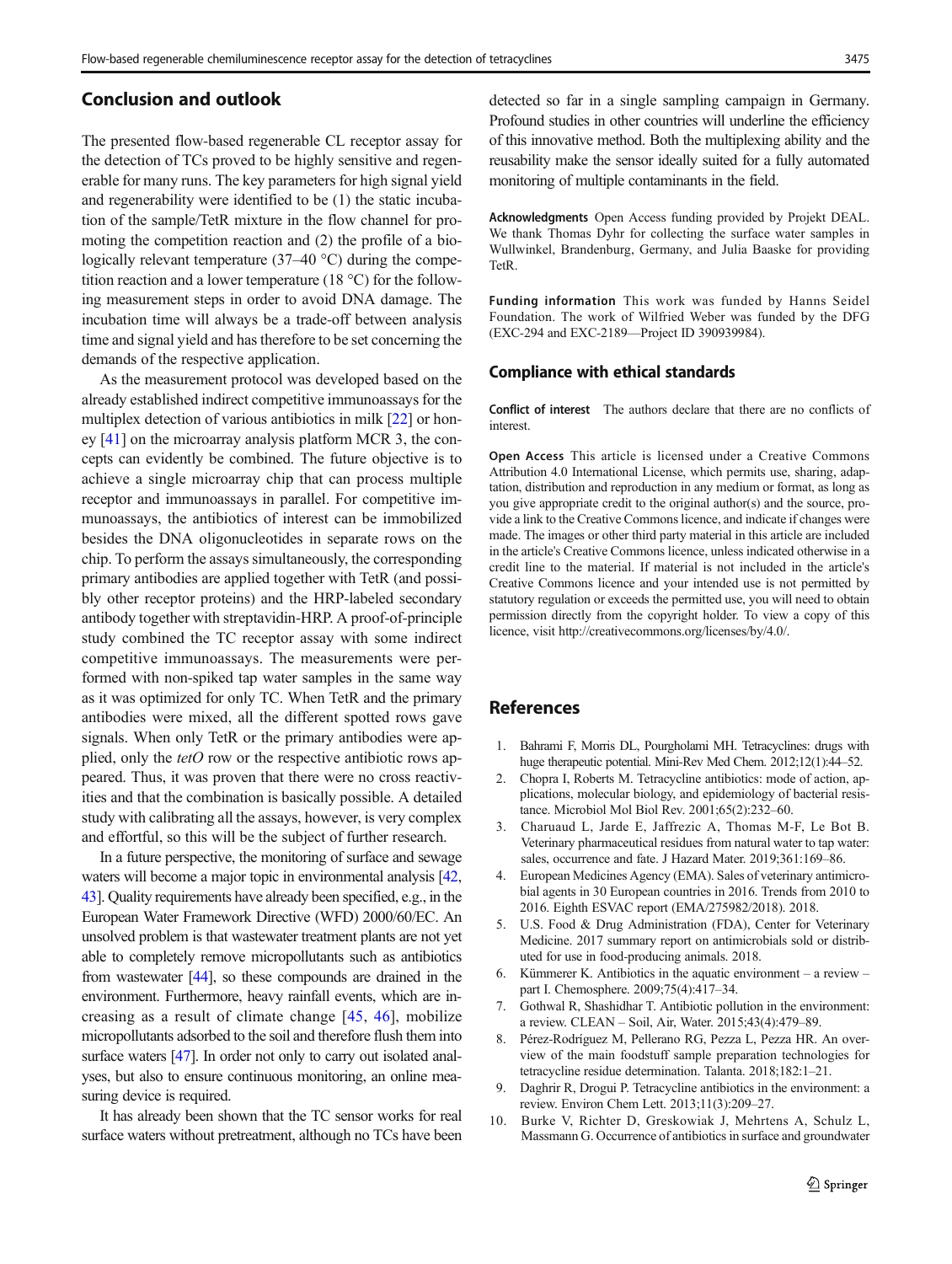## Conclusion and outlook

The presented flow-based regenerable CL receptor assay for the detection of TCs proved to be highly sensitive and regenerable for many runs. The key parameters for high signal yield and regenerability were identified to be (1) the static incubation of the sample/TetR mixture in the flow channel for promoting the competition reaction and (2) the profile of a biologically relevant temperature (37–40 °C) during the competition reaction and a lower temperature (18 °C) for the following measurement steps in order to avoid DNA damage. The incubation time will always be a trade-off between analysis time and signal yield and has therefore to be set concerning the demands of the respective application.

As the measurement protocol was developed based on the already established indirect competitive immunoassays for the multiplex detection of various antibiotics in milk [22] or honey [41] on the microarray analysis platform MCR 3, the concepts can evidently be combined. The future objective is to achieve a single microarray chip that can process multiple receptor and immunoassays in parallel. For competitive immunoassays, the antibiotics of interest can be immobilized besides the DNA oligonucleotides in separate rows on the chip. To perform the assays simultaneously, the corresponding primary antibodies are applied together with TetR (and possibly other receptor proteins) and the HRP-labeled secondary antibody together with streptavidin-HRP. A proof-of-principle study combined the TC receptor assay with some indirect competitive immunoassays. The measurements were performed with non-spiked tap water samples in the same way as it was optimized for only TC. When TetR and the primary antibodies were mixed, all the different spotted rows gave signals. When only TetR or the primary antibodies were applied, only the *tetO* row or the respective antibiotic rows appeared. Thus, it was proven that there were no cross reactivities and that the combination is basically possible. A detailed study with calibrating all the assays, however, is very complex and effortful, so this will be the subject of further research.

In a future perspective, the monitoring of surface and sewage waters will become a major topic in environmental analysis [42, 43]. Quality requirements have already been specified, e.g., in the European Water Framework Directive (WFD) 2000/60/EC. An unsolved problem is that wastewater treatment plants are not yet able to completely remove micropollutants such as antibiotics from wastewater [44], so these compounds are drained in the environment. Furthermore, heavy rainfall events, which are increasing as a result of climate change [45, 46], mobilize micropollutants adsorbed to the soil and therefore flush them into surface waters [47]. In order not only to carry out isolated analyses, but also to ensure continuous monitoring, an online measuring device is required.

It has already been shown that the TC sensor works for real surface waters without pretreatment, although no TCs have been detected so far in a single sampling campaign in Germany. Profound studies in other countries will underline the efficiency of this innovative method. Both the multiplexing ability and the reusability make the sensor ideally suited for a fully automated monitoring of multiple contaminants in the field.

**Acknowledgments** Open Access funding provided by Projekt DEAL. We thank Thomas Dyhr for collecting the surface water samples in Wullwinkel, Brandenburg, Germany, and Julia Baaske for providing TetR.

**Funding information** This work was funded by Hanns Seidel Foundation. The work of Wilfried Weber was funded by the DFG (EXC-294 and EXC-2189—Project ID 390939984).

### Compliance with ethical standards

**Conflict of interest** The authors declare that there are no conflicts of interest.

**Open Access** This article is licensed under a Creative Commons Attribution 4.0 International License, which permits use, sharing, adaptation, distribution and reproduction in any medium or format, as long as you give appropriate credit to the original author(s) and the source, provide a link to the Creative Commons licence, and indicate if changes were made. The images or other third party material in this article are included in the article's Creative Commons licence, unless indicated otherwise in a credit line to the material. If material is not included in the article's Creative Commons licence and your intended use is not permitted by statutory regulation or exceeds the permitted use, you will need to obtain permission directly from the copyright holder. To view a copy of this licence, visit http://creativecommons.org/licenses/by/4.0/.

## References

1. Bahrami F, Morris DL, Pourgholami MH. Tetracyclines: drugs with huge therapeutic potential. Mini-Rev Med Chem. 2012;12(1):44–52.
2. Chopra I, Roberts M. Tetracycline antibiotics: mode of action, applications, molecular biology, and epidemiology of bacterial resistance. Microbiol Mol Biol Rev. 2001;65(2):232–60.
3. Charuaud L, Jarde E, Jaffrezic A, Thomas M-F, Le Bot B. Veterinary pharmaceutical residues from natural water to tap water: sales, occurrence and fate. J Hazard Mater. 2019;361:169–86.
4. European Medicines Agency (EMA). Sales of veterinary antimicrobial agents in 30 European countries in 2016. Trends from 2010 to 2016. Eighth ESVAC report (EMA/275982/2018). 2018.
5. U.S. Food & Drug Administration (FDA), Center for Veterinary Medicine. 2017 summary report on antimicrobials sold or distributed for use in food-producing animals. 2018.
6. Kümmerer K. Antibiotics in the aquatic environment – a review – part I. Chemosphere. 2009;75(4):417–34.
7. Gothwal R, Shashidhar T. Antibiotic pollution in the environment: a review. CLEAN – Soil, Air, Water. 2015;43(4):479–89.
8. Pérez-Rodríguez M, Pellerano RG, Pezza L, Pezza HR. An overview of the main foodstuff sample preparation technologies for tetracycline residue determination. Talanta. 2018;182:1–21.
9. Daghrir R, Drogui P. Tetracycline antibiotics in the environment: a review. Environ Chem Lett. 2013;11(3):209–27.
10. Burke V, Richter D, Greskowiak J, Mehrtens A, Schulz L, Massmann G. Occurrence of antibiotics in surface and groundwater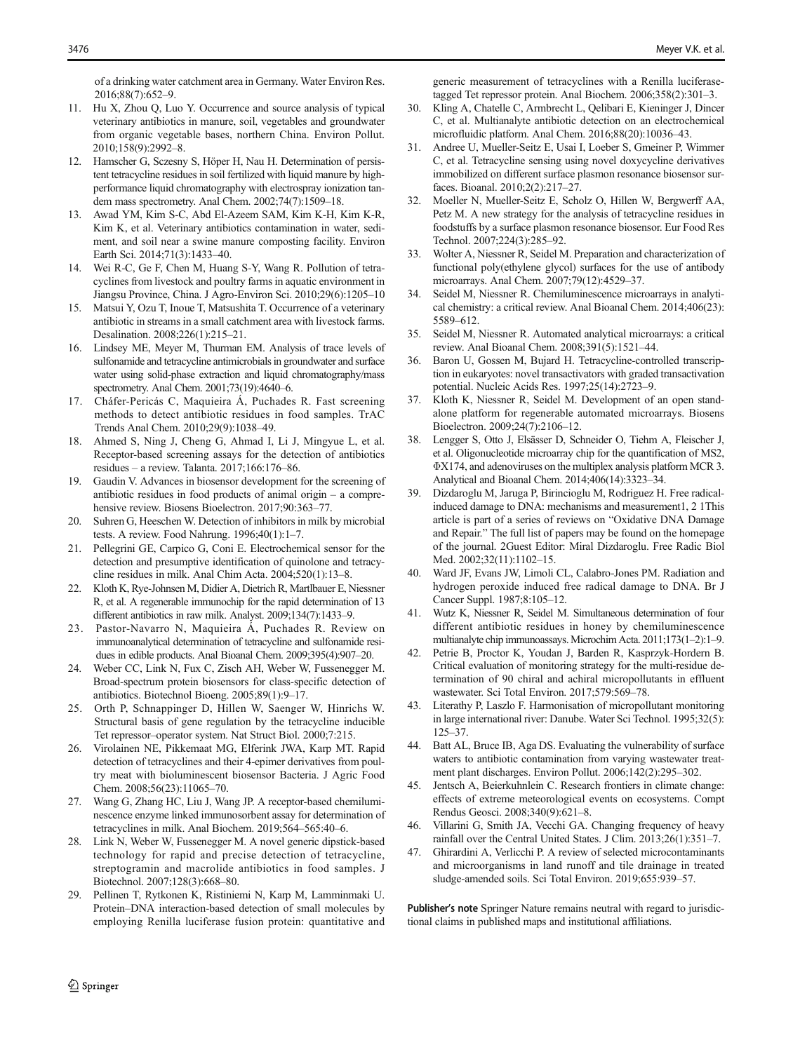of a drinking water catchment area in Germany. Water Environ Res. 2016;88(7):652–9.

11. Hu X, Zhou Q, Luo Y. Occurrence and source analysis of typical veterinary antibiotics in manure, soil, vegetables and groundwater from organic vegetable bases, northern China. Environ Pollut. 2010;158(9):2992–8.
12. Hamscher G, Sczesny S, Höper H, Nau H. Determination of persistent tetracycline residues in soil fertilized with liquid manure by high-performance liquid chromatography with electrospray ionization tandem mass spectrometry. Anal Chem. 2002;74(7):1509–18.
13. Awad YM, Kim S-C, Abd El-Azeem SAM, Kim K-H, Kim K-R, Kim K, et al. Veterinary antibiotics contamination in water, sediment, and soil near a swine manure composting facility. Environ Earth Sci. 2014;71(3):1433–40.
14. Wei R-C, Ge F, Chen M, Huang S-Y, Wang R. Pollution of tetracyclines from livestock and poultry farms in aquatic environment in Jiangsu Province, China. J Agro-Environ Sci. 2010;29(6):1205–10
15. Matsui Y, Ozu T, Inoue T, Matsushita T. Occurrence of a veterinary antibiotic in streams in a small catchment area with livestock farms. Desalination. 2008;226(1):215–21.
16. Lindsey ME, Meyer M, Thurman EM. Analysis of trace levels of sulfonamide and tetracycline antimicrobials in groundwater and surface water using solid-phase extraction and liquid chromatography/mass spectrometry. Anal Chem. 2001;73(19):4640–6.
17. Cháfer-Pericás C, Maquieira Á, Puchades R. Fast screening methods to detect antibiotic residues in food samples. TrAC Trends Anal Chem. 2010;29(9):1038–49.
18. Ahmed S, Ning J, Cheng G, Ahmad I, Li J, Mingyue L, et al. Receptor-based screening assays for the detection of antibiotics residues – a review. Talanta. 2017;166:176–86.
19. Gaudin V. Advances in biosensor development for the screening of antibiotic residues in food products of animal origin – a comprehensive review. Biosens Bioelectron. 2017;90:363–77.
20. Suhren G, Heeschen W. Detection of inhibitors in milk by microbial tests. A review. Food Nahrung. 1996;40(1):1–7.
21. Pellegrini GE, Carpico G, Coni E. Electrochemical sensor for the detection and presumptive identification of quinolone and tetracycline residues in milk. Anal Chim Acta. 2004;520(1):13–8.
22. Kloth K, Rye-Johnsen M, Didier A, Dietrich R, Martlbauer E, Niessner R, et al. A regenerable immunochip for the rapid determination of 13 different antibiotics in raw milk. Analyst. 2009;134(7):1433–9.
23. Pastor-Navarro N, Maquieira Á, Puchades R. Review on immunoanalytical determination of tetracycline and sulfonamide residues in edible products. Anal Bioanal Chem. 2009;395(4):907–20.
24. Weber CC, Link N, Fux C, Zisch AH, Weber W, Fussenegger M. Broad-spectrum protein biosensors for class-specific detection of antibiotics. Biotechnol Bioeng. 2005;89(1):9–17.
25. Orth P, Schnappinger D, Hillen W, Saenger W, Hinrichs W. Structural basis of gene regulation by the tetracycline inducible Tet repressor–operator system. Nat Struct Biol. 2000;7:215.
26. Virolainen NE, Pikkemaat MG, Elferink JWA, Karp MT. Rapid detection of tetracyclines and their 4-epimer derivatives from poultry meat with bioluminescent biosensor Bacteria. J Agric Food Chem. 2008;56(23):11065–70.
27. Wang G, Zhang HC, Liu J, Wang JP. A receptor-based chemiluminescence enzyme linked immunosorbent assay for determination of tetracyclines in milk. Anal Biochem. 2019;564–565:40–6.
28. Link N, Weber W, Fussenegger M. A novel generic dipstick-based technology for rapid and precise detection of tetracycline, streptogramin and macrolide antibiotics in food samples. J Biotechnol. 2007;128(3):668–80.
29. Pellinen T, Rytkonen K, Ristiniemi N, Karp M, Lamminmaki U. Protein–DNA interaction-based detection of small molecules by employing Renilla luciferase fusion protein: quantitative and generic measurement of tetracyclines with a Renilla luciferase-tagged Tet repressor protein. Anal Biochem. 2006;358(2):301–3.
30. Kling A, Chatelle C, Armbrecht L, Qelibari E, Kieninger J, Dincer C, et al. Multianalyte antibiotic detection on an electrochemical microfluidic platform. Anal Chem. 2016;88(20):10036–43.
31. Andree U, Mueller-Seitz E, Usai I, Loeber S, Gmeiner P, Wimmer C, et al. Tetracycline sensing using novel doxycycline derivatives immobilized on different surface plasmon resonance biosensor surfaces. Bioanal. 2010;2(2):217–27.
32. Moeller N, Mueller-Seitz E, Scholz O, Hillen W, Bergwerff AA, Petz M. A new strategy for the analysis of tetracycline residues in foodstuffs by a surface plasmon resonance biosensor. Eur Food Res Technol. 2007;224(3):285–92.
33. Wolter A, Niessner R, Seidel M. Preparation and characterization of functional poly(ethylene glycol) surfaces for the use of antibody microarrays. Anal Chem. 2007;79(12):4529–37.
34. Seidel M, Niessner R. Chemiluminescence microarrays in analytical chemistry: a critical review. Anal Bioanal Chem. 2014;406(23): 5589–612.
35. Seidel M, Niessner R. Automated analytical microarrays: a critical review. Anal Bioanal Chem. 2008;391(5):1521–44.
36. Baron U, Gossen M, Bujard H. Tetracycline-controlled transcription in eukaryotes: novel transactivators with graded transactivation potential. Nucleic Acids Res. 1997;25(14):2723–9.
37. Kloth K, Niessner R, Seidel M. Development of an open stand-alone platform for regenerable automated microarrays. Biosens Bioelectron. 2009;24(7):2106–12.
38. Lengger S, Otto J, Elsässer D, Schneider O, Tiehm A, Fleischer J, et al. Oligonucleotide microarray chip for the quantification of MS2, ΦX174, and adenoviruses on the multiplex analysis platform MCR 3. Analytical and Bioanal Chem. 2014;406(14):3323–34.
39. Dizdaroglu M, Jaruga P, Birincioglu M, Rodriguez H. Free radical-induced damage to DNA: mechanisms and measurement1, 2 1This article is part of a series of reviews on "Oxidative DNA Damage and Repair." The full list of papers may be found on the homepage of the journal. 2Guest Editor: Miral Dizdaroglu. Free Radic Biol Med. 2002;32(11):1102–15.
40. Ward JF, Evans JW, Limoli CL, Calabro-Jones PM. Radiation and hydrogen peroxide induced free radical damage to DNA. Br J Cancer Suppl. 1987;8:105–12.
41. Wutz K, Niessner R, Seidel M. Simultaneous determination of four different antibiotic residues in honey by chemiluminescence multianalyte chip immunoassays. Microchim Acta. 2011;173(1–2):1–9.
42. Petrie B, Proctor K, Youdan J, Barden R, Kasprzyk-Hordern B. Critical evaluation of monitoring strategy for the multi-residue determination of 90 chiral and achiral micropollutants in effluent wastewater. Sci Total Environ. 2017;579:569–78.
43. Literathy P, Laszlo F. Harmonisation of micropollutant monitoring in large international river: Danube. Water Sci Technol. 1995;32(5): 125–37.
44. Batt AL, Bruce IB, Aga DS. Evaluating the vulnerability of surface waters to antibiotic contamination from varying wastewater treatment plant discharges. Environ Pollut. 2006;142(2):295–302.
45. Jentsch A, Beierkuhnlein C. Research frontiers in climate change: effects of extreme meteorological events on ecosystems. Compt Rendus Geosci. 2008;340(9):621–8.
46. Villarini G, Smith JA, Vecchi GA. Changing frequency of heavy rainfall over the Central United States. J Clim. 2013;26(1):351–7.
47. Ghirardini A, Verlicchi P. A review of selected microcontaminants and microorganisms in land runoff and tile drainage in treated sludge-amended soils. Sci Total Environ. 2019;655:939–57.

**Publisher's note** Springer Nature remains neutral with regard to jurisdictional claims in published maps and institutional affiliations.